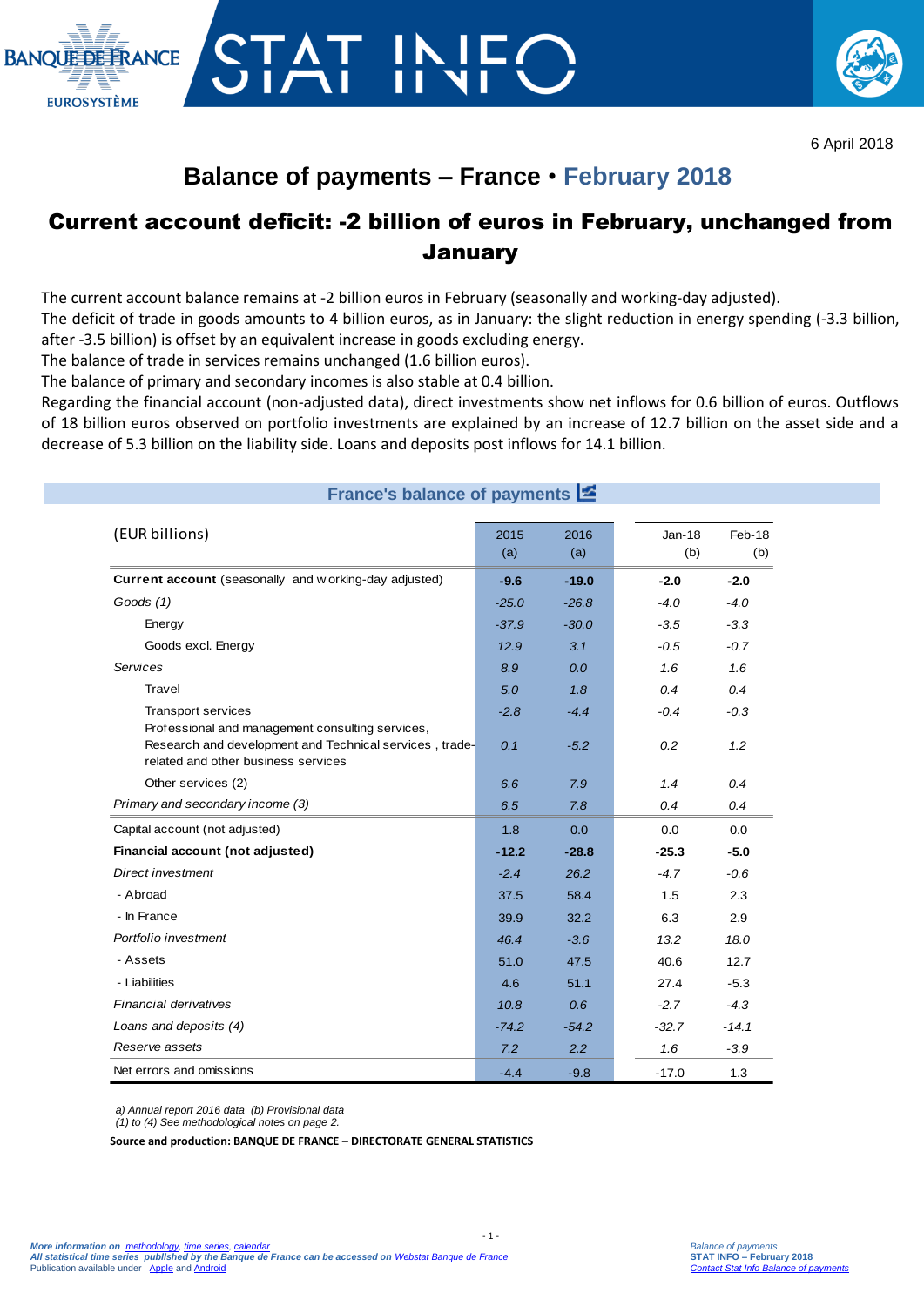6 April 2018

# Balance of payments – France • February 2018

## Current account deficit: -2 billion of euros in February, unchanged from January

The current account balance remains at -2 billion euros in February (seasonally and working-day adjusted).
The deficit of trade in goods amounts to 4 billion euros, as in January: the slight reduction in energy spending (-3.3 billion, after -3.5 billion) is offset by an equivalent increase in goods excluding energy.
The balance of trade in services remains unchanged (1.6 billion euros).
The balance of primary and secondary incomes is also stable at 0.4 billion.
Regarding the financial account (non-adjusted data), direct investments show net inflows for 0.6 billion of euros. Outflows of 18 billion euros observed on portfolio investments are explained by an increase of 12.7 billion on the asset side and a decrease of 5.3 billion on the liability side. Loans and deposits post inflows for 14.1 billion.

### France's balance of payments

| (EUR billions) | 2015 (a) | 2016 (a) | Jan-18 (b) | Feb-18 (b) |
|---|---|---|---|---|
| **Current account** (seasonally and working-day adjusted) | **-9.6** | **-19.0** | **-2.0** | **-2.0** |
| *Goods (1)* | *-25.0* | *-26.8* | *-4.0* | *-4.0* |
| Energy | *-37.9* | *-30.0* | *-3.5* | *-3.3* |
| Goods excl. Energy | *12.9* | *3.1* | *-0.5* | *-0.7* |
| *Services* | *8.9* | *0.0* | *1.6* | *1.6* |
| Travel | *5.0* | *1.8* | *0.4* | *0.4* |
| Transport services | *-2.8* | *-4.4* | *-0.4* | *-0.3* |
| Professional and management consulting services, Research and development and Technical services , trade-related and other business services | *0.1* | *-5.2* | *0.2* | *1.2* |
| Other services (2) | *6.6* | *7.9* | *1.4* | *0.4* |
| *Primary and secondary income (3)* | *6.5* | *7.8* | *0.4* | *0.4* |
| Capital account (not adjusted) | 1.8 | 0.0 | 0.0 | 0.0 |
| **Financial account (not adjusted)** | **-12.2** | **-28.8** | **-25.3** | **-5.0** |
| *Direct investment* | *-2.4* | *26.2* | *-4.7* | *-0.6* |
| - Abroad | 37.5 | 58.4 | 1.5 | 2.3 |
| - In France | 39.9 | 32.2 | 6.3 | 2.9 |
| *Portfolio investment* | *46.4* | *-3.6* | *13.2* | *18.0* |
| - Assets | 51.0 | 47.5 | 40.6 | 12.7 |
| - Liabilities | 4.6 | 51.1 | 27.4 | -5.3 |
| *Financial derivatives* | *10.8* | *0.6* | *-2.7* | *-4.3* |
| *Loans and deposits (4)* | *-74.2* | *-54.2* | *-32.7* | *-14.1* |
| *Reserve assets* | *7.2* | *2.2* | *1.6* | *-3.9* |
| Net errors and omissions | -4.4 | -9.8 | -17.0 | 1.3 |

*a) Annual report 2016 data (b) Provisional data*
*(1) to (4) See methodological notes on page 2.*

**Source and production: BANQUE DE FRANCE – DIRECTORATE GENERAL STATISTICS**

*More information on methodology, time series, calendar*
*All statistical time series published by the Banque de France can be accessed on Webstat Banque de France*
Publication available under Apple and Android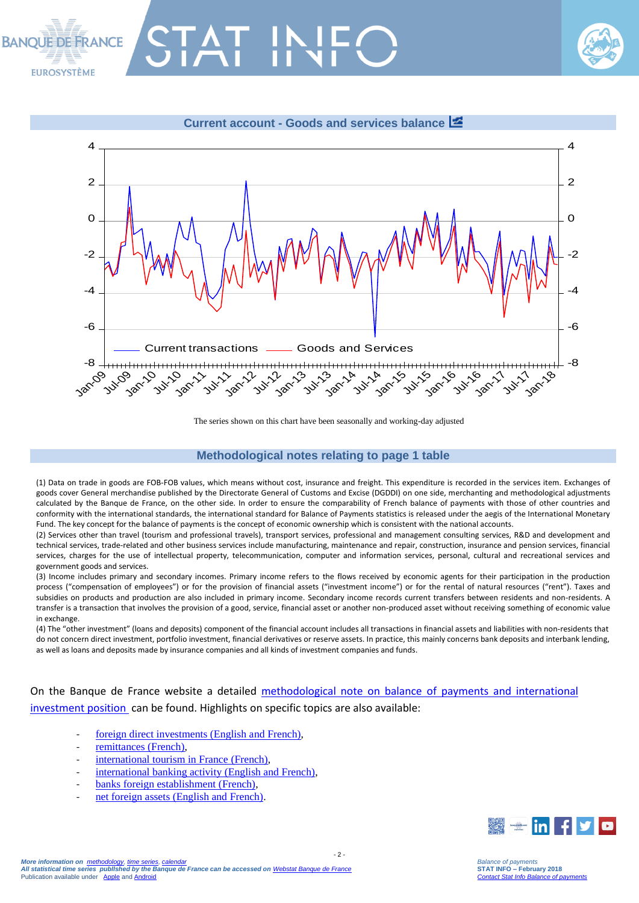## Current account - Goods and services balance

4
2
0
-2
-4
-6
-8

Current transactions — Goods and Services

Jan-09 Jul-09 Jan-10 Jul-10 Jan-11 Jul-11 Jan-12 Jul-12 Jan-13 Jul-13 Jan-14 Jul-14 Jan-15 Jul-15 Jan-16 Jul-16 Jan-17 Jul-17 Jan-18

The series shown on this chart have been seasonally and working-day adjusted

## Methodological notes relating to page 1 table

(1) Data on trade in goods are FOB-FOB values, which means without cost, insurance and freight. This expenditure is recorded in the services item. Exchanges of goods cover General merchandise published by the Directorate General of Customs and Excise (DGDDI) on one side, merchanting and methodological adjustments calculated by the Banque de France, on the other side. In order to ensure the comparability of French balance of payments with those of other countries and conformity with the international standards, the international standard for Balance of Payments statistics is released under the aegis of the International Monetary Fund. The key concept for the balance of payments is the concept of economic ownership which is consistent with the national accounts.

(2) Services other than travel (tourism and professional travels), transport services, professional and management consulting services, R&D and development and technical services, trade-related and other business services include manufacturing, maintenance and repair, construction, insurance and pension services, financial services, charges for the use of intellectual property, telecommunication, computer and information services, personal, cultural and recreational services and government goods and services.

(3) Income includes primary and secondary incomes. Primary income refers to the flows received by economic agents for their participation in the production process ("compensation of employees") or for the provision of financial assets ("investment income") or for the rental of natural resources ("rent"). Taxes and subsidies on products and production are also included in primary income. Secondary income records current transfers between residents and non-residents. A transfer is a transaction that involves the provision of a good, service, financial asset or another non-produced asset without receiving something of economic value in exchange.

(4) The "other investment" (loans and deposits) component of the financial account includes all transactions in financial assets and liabilities with non-residents that do not concern direct investment, portfolio investment, financial derivatives or reserve assets. In practice, this mainly concerns bank deposits and interbank lending, as well as loans and deposits made by insurance companies and all kinds of investment companies and funds.

On the Banque de France website a detailed methodological note on balance of payments and international investment position can be found. Highlights on specific topics are also available:

- foreign direct investments (English and French),
- remittances (French),
- international tourism in France (French),
- international banking activity (English and French),
- banks foreign establishment (French),
- net foreign assets (English and French).

*More information on methodology, time series, calendar*
*All statistical time series published by the Banque de France can be accessed on Webstat Banque de France*
Publication available under Apple and Android

*Balance of payments*
**STAT INFO – February 2018**
*Contact Stat Info Balance of payments*